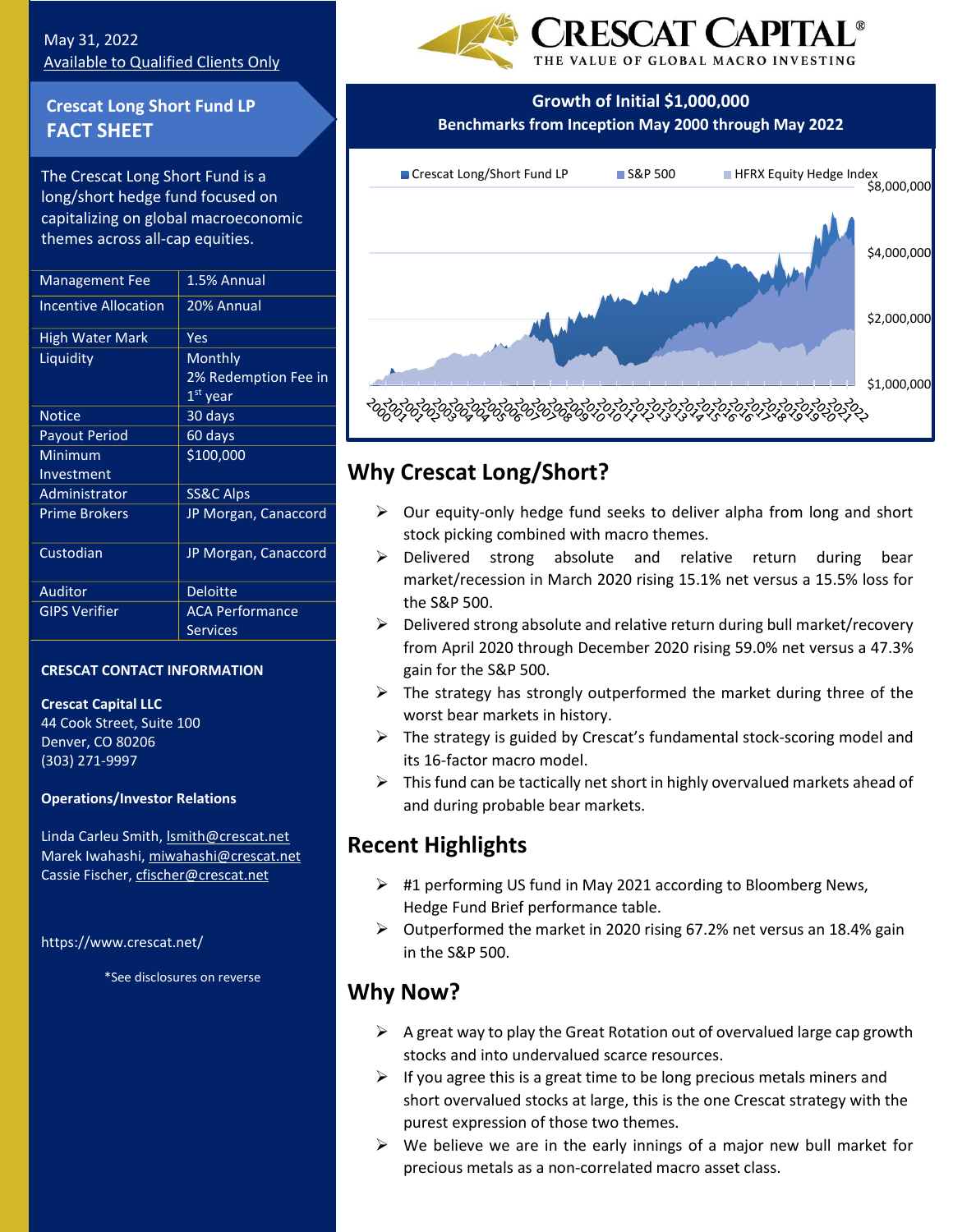May 31, 2022
Available to Qualified Clients Only

# Crescat Long Short Fund LP
## FACT SHEET

The Crescat Long Short Fund is a long/short hedge fund focused on capitalizing on global macroeconomic themes across all-cap equities.

| | |
|---|---|
| Management Fee | 1.5% Annual |
| Incentive Allocation | 20% Annual |
| High Water Mark | Yes |
| Liquidity | Monthly 2% Redemption Fee in 1st year |
| Notice | 30 days |
| Payout Period | 60 days |
| Minimum Investment | $100,000 |
| Administrator | SS&C Alps |
| Prime Brokers | JP Morgan, Canaccord |
| Custodian | JP Morgan, Canaccord |
| Auditor | Deloitte |
| GIPS Verifier | ACA Performance Services |

**CRESCAT CONTACT INFORMATION**

**Crescat Capital LLC**
44 Cook Street, Suite 100
Denver, CO 80206
(303) 271-9997

**Operations/Investor Relations**

Linda Carleu Smith, lsmith@crescat.net
Marek Iwahashi, miwahashi@crescat.net
Cassie Fischer, cfischer@crescat.net

https://www.crescat.net/

*See disclosures on reverse

CRESCAT CAPITAL®
THE VALUE OF GLOBAL MACRO INVESTING

**Growth of Initial $1,000,000**
**Benchmarks from Inception May 2000 through May 2022**

Crescat Long/Short Fund LP | S&P 500 | HFRX Equity Hedge Index

## Why Crescat Long/Short?

- Our equity-only hedge fund seeks to deliver alpha from long and short stock picking combined with macro themes.
- Delivered strong absolute and relative return during bear market/recession in March 2020 rising 15.1% net versus a 15.5% loss for the S&P 500.
- Delivered strong absolute and relative return during bull market/recovery from April 2020 through December 2020 rising 59.0% net versus a 47.3% gain for the S&P 500.
- The strategy has strongly outperformed the market during three of the worst bear markets in history.
- The strategy is guided by Crescat's fundamental stock-scoring model and its 16-factor macro model.
- This fund can be tactically net short in highly overvalued markets ahead of and during probable bear markets.

## Recent Highlights

- #1 performing US fund in May 2021 according to Bloomberg News, Hedge Fund Brief performance table.
- Outperformed the market in 2020 rising 67.2% net versus an 18.4% gain in the S&P 500.

## Why Now?

- A great way to play the Great Rotation out of overvalued large cap growth stocks and into undervalued scarce resources.
- If you agree this is a great time to be long precious metals miners and short overvalued stocks at large, this is the one Crescat strategy with the purest expression of those two themes.
- We believe we are in the early innings of a major new bull market for precious metals as a non-correlated macro asset class.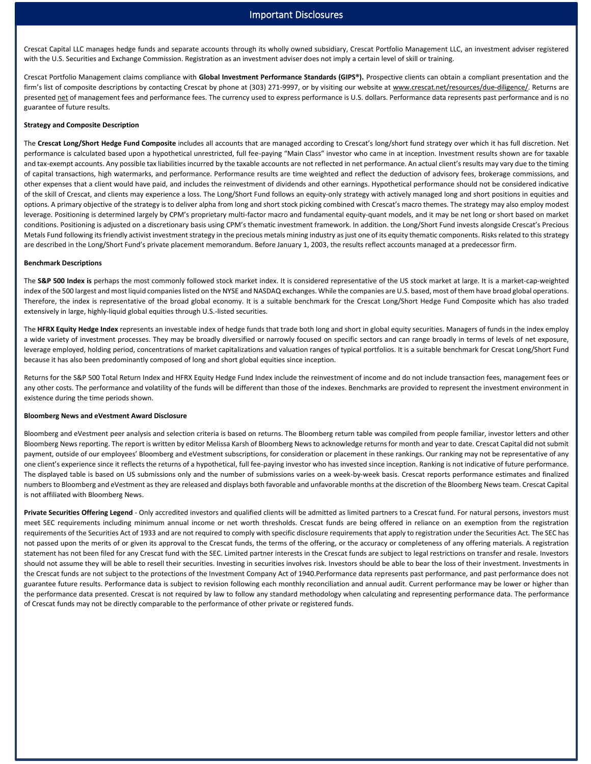# Important Disclosures

Crescat Capital LLC manages hedge funds and separate accounts through its wholly owned subsidiary, Crescat Portfolio Management LLC, an investment adviser registered with the U.S. Securities and Exchange Commission. Registration as an investment adviser does not imply a certain level of skill or training.

Crescat Portfolio Management claims compliance with **Global Investment Performance Standards (GIPS®).** Prospective clients can obtain a compliant presentation and the firm's list of composite descriptions by contacting Crescat by phone at (303) 271-9997, or by visiting our website at www.crescat.net/resources/due-diligence/. Returns are presented net of management fees and performance fees. The currency used to express performance is U.S. dollars. Performance data represents past performance and is no guarantee of future results.

**Strategy and Composite Description**

The **Crescat Long/Short Hedge Fund Composite** includes all accounts that are managed according to Crescat's long/short fund strategy over which it has full discretion. Net performance is calculated based upon a hypothetical unrestricted, full fee-paying "Main Class" investor who came in at inception. Investment results shown are for taxable and tax-exempt accounts. Any possible tax liabilities incurred by the taxable accounts are not reflected in net performance. An actual client's results may vary due to the timing of capital transactions, high watermarks, and performance. Performance results are time weighted and reflect the deduction of advisory fees, brokerage commissions, and other expenses that a client would have paid, and includes the reinvestment of dividends and other earnings. Hypothetical performance should not be considered indicative of the skill of Crescat, and clients may experience a loss. The Long/Short Fund follows an equity-only strategy with actively managed long and short positions in equities and options. A primary objective of the strategy is to deliver alpha from long and short stock picking combined with Crescat's macro themes. The strategy may also employ modest leverage. Positioning is determined largely by CPM's proprietary multi-factor macro and fundamental equity-quant models, and it may be net long or short based on market conditions. Positioning is adjusted on a discretionary basis using CPM's thematic investment framework. In addition. the Long/Short Fund invests alongside Crescat's Precious Metals Fund following its friendly activist investment strategy in the precious metals mining industry as just one of its equity thematic components. Risks related to this strategy are described in the Long/Short Fund's private placement memorandum. Before January 1, 2003, the results reflect accounts managed at a predecessor firm.

**Benchmark Descriptions**

The **S&P 500 Index is** perhaps the most commonly followed stock market index. It is considered representative of the US stock market at large. It is a market-cap-weighted index of the 500 largest and most liquid companies listed on the NYSE and NASDAQ exchanges. While the companies are U.S. based, most of them have broad global operations. Therefore, the index is representative of the broad global economy. It is a suitable benchmark for the Crescat Long/Short Hedge Fund Composite which has also traded extensively in large, highly-liquid global equities through U.S.-listed securities.

The **HFRX Equity Hedge Index** represents an investable index of hedge funds that trade both long and short in global equity securities. Managers of funds in the index employ a wide variety of investment processes. They may be broadly diversified or narrowly focused on specific sectors and can range broadly in terms of levels of net exposure, leverage employed, holding period, concentrations of market capitalizations and valuation ranges of typical portfolios. It is a suitable benchmark for Crescat Long/Short Fund because it has also been predominantly composed of long and short global equities since inception.

Returns for the S&P 500 Total Return Index and HFRX Equity Hedge Fund Index include the reinvestment of income and do not include transaction fees, management fees or any other costs. The performance and volatility of the funds will be different than those of the indexes. Benchmarks are provided to represent the investment environment in existence during the time periods shown.

**Bloomberg News and eVestment Award Disclosure**

Bloomberg and eVestment peer analysis and selection criteria is based on returns. The Bloomberg return table was compiled from people familiar, investor letters and other Bloomberg News reporting. The report is written by editor Melissa Karsh of Bloomberg News to acknowledge returns for month and year to date. Crescat Capital did not submit payment, outside of our employees' Bloomberg and eVestment subscriptions, for consideration or placement in these rankings. Our ranking may not be representative of any one client's experience since it reflects the returns of a hypothetical, full fee-paying investor who has invested since inception. Ranking is not indicative of future performance. The displayed table is based on US submissions only and the number of submissions varies on a week-by-week basis. Crescat reports performance estimates and finalized numbers to Bloomberg and eVestment as they are released and displays both favorable and unfavorable months at the discretion of the Bloomberg News team. Crescat Capital is not affiliated with Bloomberg News.

**Private Securities Offering Legend** - Only accredited investors and qualified clients will be admitted as limited partners to a Crescat fund. For natural persons, investors must meet SEC requirements including minimum annual income or net worth thresholds. Crescat funds are being offered in reliance on an exemption from the registration requirements of the Securities Act of 1933 and are not required to comply with specific disclosure requirements that apply to registration under the Securities Act. The SEC has not passed upon the merits of or given its approval to the Crescat funds, the terms of the offering, or the accuracy or completeness of any offering materials. A registration statement has not been filed for any Crescat fund with the SEC. Limited partner interests in the Crescat funds are subject to legal restrictions on transfer and resale. Investors should not assume they will be able to resell their securities. Investing in securities involves risk. Investors should be able to bear the loss of their investment. Investments in the Crescat funds are not subject to the protections of the Investment Company Act of 1940.Performance data represents past performance, and past performance does not guarantee future results. Performance data is subject to revision following each monthly reconciliation and annual audit. Current performance may be lower or higher than the performance data presented. Crescat is not required by law to follow any standard methodology when calculating and representing performance data. The performance of Crescat funds may not be directly comparable to the performance of other private or registered funds.